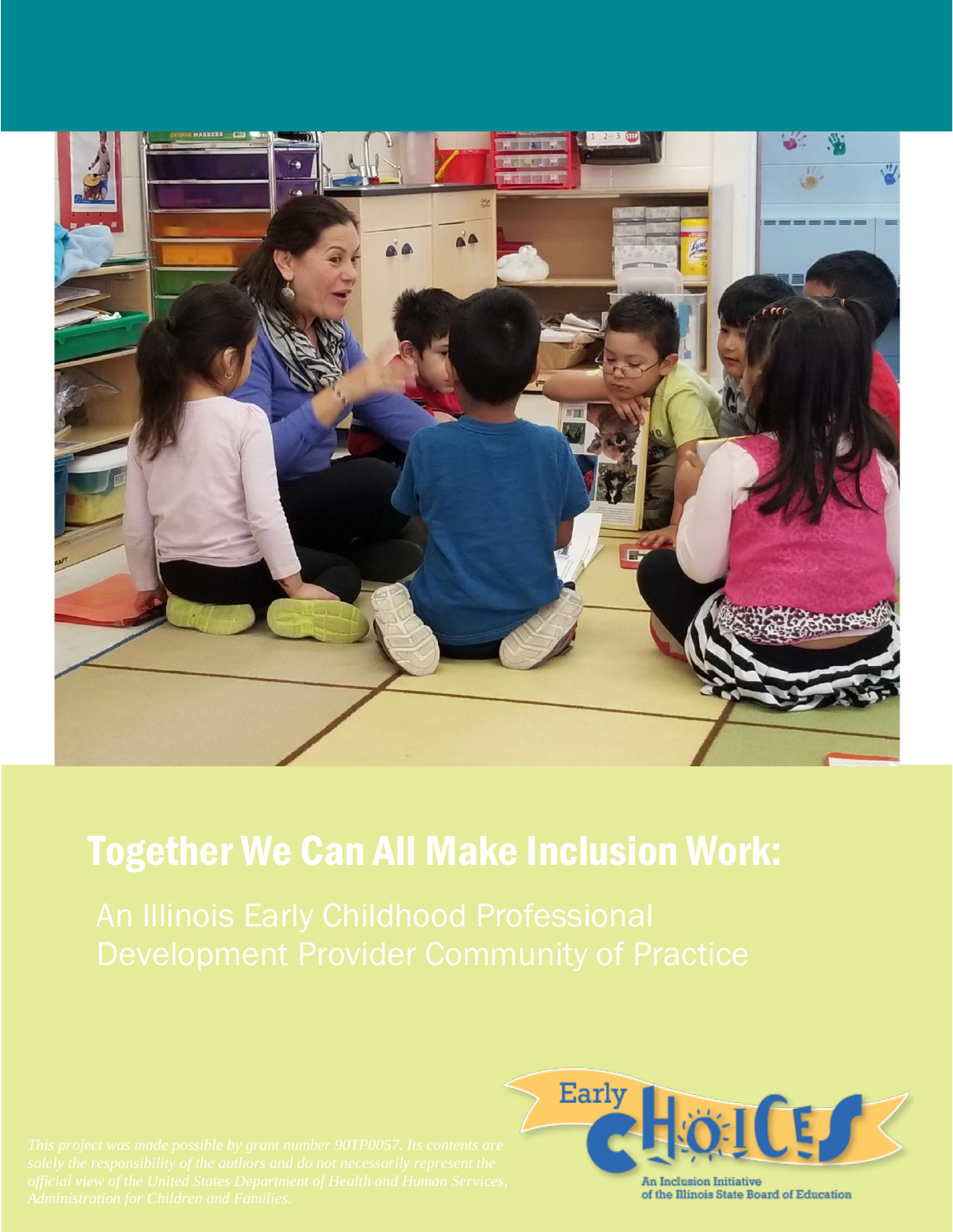# Together We Can All Make Inclusion Work:

## An Illinois Early Childhood Professional Development Provider Community of Practice

*This project was made possible by grant number 90TP0057. Its contents are solely the responsibility of the authors and do not necessarily represent the official view of the United States Department of Health and Human Services, Administration for Children and Families.*

Early CHOICES

An Inclusion Initiative of the Illinois State Board of Education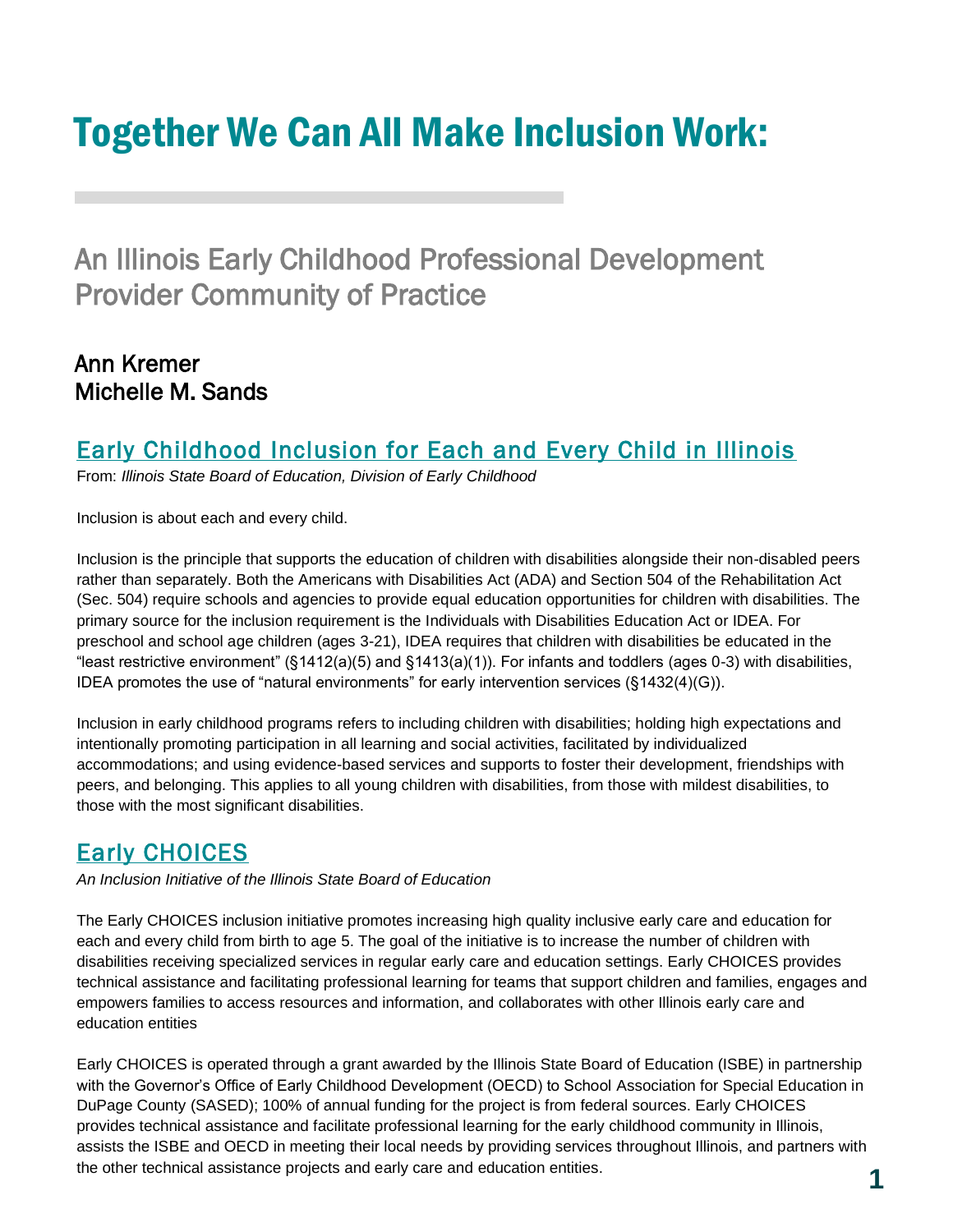# Together We Can All Make Inclusion Work:

## An Illinois Early Childhood Professional Development Provider Community of Practice

**Ann Kremer**
**Michelle M. Sands**

## Early Childhood Inclusion for Each and Every Child in Illinois

From: *Illinois State Board of Education, Division of Early Childhood*

Inclusion is about each and every child.

Inclusion is the principle that supports the education of children with disabilities alongside their non-disabled peers rather than separately. Both the Americans with Disabilities Act (ADA) and Section 504 of the Rehabilitation Act (Sec. 504) require schools and agencies to provide equal education opportunities for children with disabilities. The primary source for the inclusion requirement is the Individuals with Disabilities Education Act or IDEA. For preschool and school age children (ages 3-21), IDEA requires that children with disabilities be educated in the "least restrictive environment" (§1412(a)(5) and §1413(a)(1)). For infants and toddlers (ages 0-3) with disabilities, IDEA promotes the use of "natural environments" for early intervention services (§1432(4)(G)).

Inclusion in early childhood programs refers to including children with disabilities; holding high expectations and intentionally promoting participation in all learning and social activities, facilitated by individualized accommodations; and using evidence-based services and supports to foster their development, friendships with peers, and belonging. This applies to all young children with disabilities, from those with mildest disabilities, to those with the most significant disabilities.

## Early CHOICES

*An Inclusion Initiative of the Illinois State Board of Education*

The Early CHOICES inclusion initiative promotes increasing high quality inclusive early care and education for each and every child from birth to age 5. The goal of the initiative is to increase the number of children with disabilities receiving specialized services in regular early care and education settings. Early CHOICES provides technical assistance and facilitating professional learning for teams that support children and families, engages and empowers families to access resources and information, and collaborates with other Illinois early care and education entities

Early CHOICES is operated through a grant awarded by the Illinois State Board of Education (ISBE) in partnership with the Governor's Office of Early Childhood Development (OECD) to School Association for Special Education in DuPage County (SASED); 100% of annual funding for the project is from federal sources. Early CHOICES provides technical assistance and facilitate professional learning for the early childhood community in Illinois, assists the ISBE and OECD in meeting their local needs by providing services throughout Illinois, and partners with the other technical assistance projects and early care and education entities.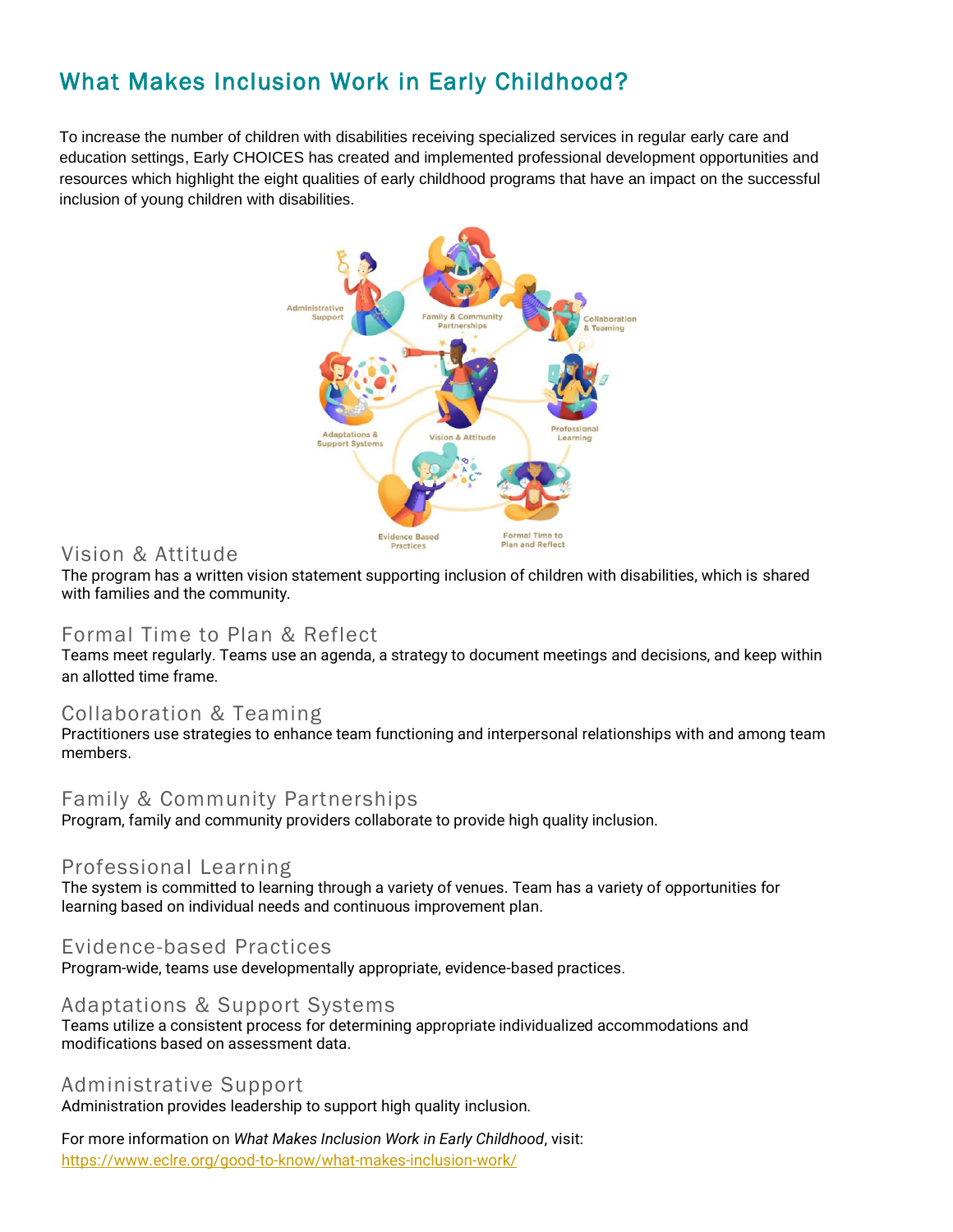## What Makes Inclusion Work in Early Childhood?

To increase the number of children with disabilities receiving specialized services in regular early care and education settings, Early CHOICES has created and implemented professional development opportunities and resources which highlight the eight qualities of early childhood programs that have an impact on the successful inclusion of young children with disabilities.

### Vision & Attitude

The program has a written vision statement supporting inclusion of children with disabilities, which is shared with families and the community.

### Formal Time to Plan & Reflect

Teams meet regularly. Teams use an agenda, a strategy to document meetings and decisions, and keep within an allotted time frame.

### Collaboration & Teaming

Practitioners use strategies to enhance team functioning and interpersonal relationships with and among team members.

### Family & Community Partnerships

Program, family and community providers collaborate to provide high quality inclusion.

### Professional Learning

The system is committed to learning through a variety of venues. Team has a variety of opportunities for learning based on individual needs and continuous improvement plan.

### Evidence-based Practices

Program-wide, teams use developmentally appropriate, evidence-based practices.

### Adaptations & Support Systems

Teams utilize a consistent process for determining appropriate individualized accommodations and modifications based on assessment data.

### Administrative Support

Administration provides leadership to support high quality inclusion.

For more information on *What Makes Inclusion Work in Early Childhood*, visit:
https://www.eclre.org/good-to-know/what-makes-inclusion-work/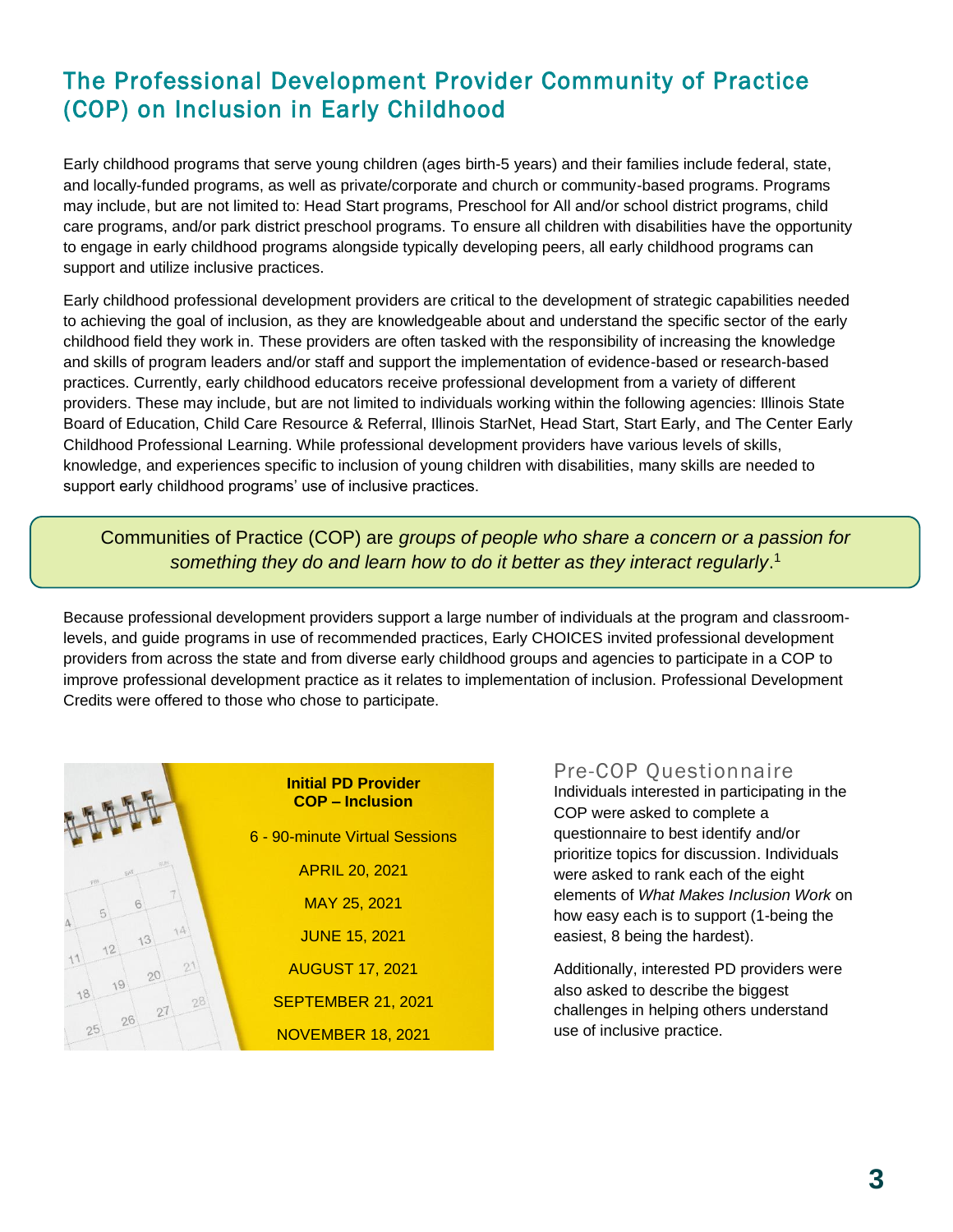# The Professional Development Provider Community of Practice (COP) on Inclusion in Early Childhood

Early childhood programs that serve young children (ages birth-5 years) and their families include federal, state, and locally-funded programs, as well as private/corporate and church or community-based programs. Programs may include, but are not limited to: Head Start programs, Preschool for All and/or school district programs, child care programs, and/or park district preschool programs. To ensure all children with disabilities have the opportunity to engage in early childhood programs alongside typically developing peers, all early childhood programs can support and utilize inclusive practices.

Early childhood professional development providers are critical to the development of strategic capabilities needed to achieving the goal of inclusion, as they are knowledgeable about and understand the specific sector of the early childhood field they work in. These providers are often tasked with the responsibility of increasing the knowledge and skills of program leaders and/or staff and support the implementation of evidence-based or research-based practices. Currently, early childhood educators receive professional development from a variety of different providers. These may include, but are not limited to individuals working within the following agencies: Illinois State Board of Education, Child Care Resource & Referral, Illinois StarNet, Head Start, Start Early, and The Center Early Childhood Professional Learning. While professional development providers have various levels of skills, knowledge, and experiences specific to inclusion of young children with disabilities, many skills are needed to support early childhood programs' use of inclusive practices.

> Communities of Practice (COP) are *groups of people who share a concern or a passion for something they do and learn how to do it better as they interact regularly*.[1]

Because professional development providers support a large number of individuals at the program and classroom-levels, and guide programs in use of recommended practices, Early CHOICES invited professional development providers from across the state and from diverse early childhood groups and agencies to participate in a COP to improve professional development practice as it relates to implementation of inclusion. Professional Development Credits were offered to those who chose to participate.

**Initial PD Provider COP – Inclusion**

6 - 90-minute Virtual Sessions

APRIL 20, 2021

MAY 25, 2021

JUNE 15, 2021

AUGUST 17, 2021

SEPTEMBER 21, 2021

NOVEMBER 18, 2021

## Pre-COP Questionnaire

Individuals interested in participating in the COP were asked to complete a questionnaire to best identify and/or prioritize topics for discussion. Individuals were asked to rank each of the eight elements of *What Makes Inclusion Work* on how easy each is to support (1-being the easiest, 8 being the hardest).

Additionally, interested PD providers were also asked to describe the biggest challenges in helping others understand use of inclusive practice.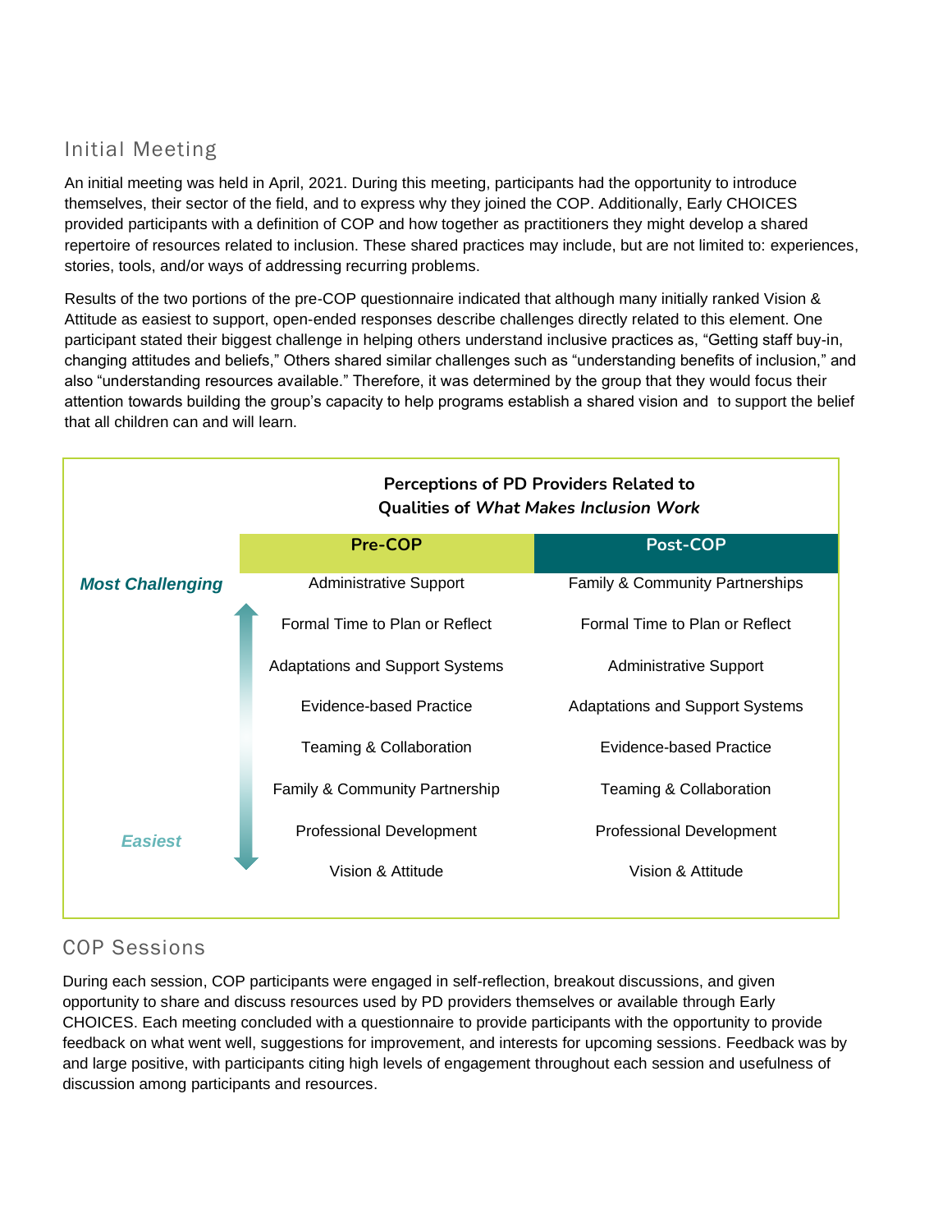## Initial Meeting

An initial meeting was held in April, 2021. During this meeting, participants had the opportunity to introduce themselves, their sector of the field, and to express why they joined the COP. Additionally, Early CHOICES provided participants with a definition of COP and how together as practitioners they might develop a shared repertoire of resources related to inclusion. These shared practices may include, but are not limited to: experiences, stories, tools, and/or ways of addressing recurring problems.

Results of the two portions of the pre-COP questionnaire indicated that although many initially ranked Vision & Attitude as easiest to support, open-ended responses describe challenges directly related to this element. One participant stated their biggest challenge in helping others understand inclusive practices as, "Getting staff buy-in, changing attitudes and beliefs," Others shared similar challenges such as "understanding benefits of inclusion," and also "understanding resources available." Therefore, it was determined by the group that they would focus their attention towards building the group's capacity to help programs establish a shared vision and to support the belief that all children can and will learn.

**Perceptions of PD Providers Related to Qualities of *What Makes Inclusion Work***

| | Pre-COP | Post-COP |
|---|---|---|
| ***Most Challenging*** | Administrative Support | Family & Community Partnerships |
| | Formal Time to Plan or Reflect | Formal Time to Plan or Reflect |
| | Adaptations and Support Systems | Administrative Support |
| | Evidence-based Practice | Adaptations and Support Systems |
| | Teaming & Collaboration | Evidence-based Practice |
| | Family & Community Partnership | Teaming & Collaboration |
| ***Easiest*** | Professional Development | Professional Development |
| | Vision & Attitude | Vision & Attitude |

## COP Sessions

During each session, COP participants were engaged in self-reflection, breakout discussions, and given opportunity to share and discuss resources used by PD providers themselves or available through Early CHOICES. Each meeting concluded with a questionnaire to provide participants with the opportunity to provide feedback on what went well, suggestions for improvement, and interests for upcoming sessions. Feedback was by and large positive, with participants citing high levels of engagement throughout each session and usefulness of discussion among participants and resources.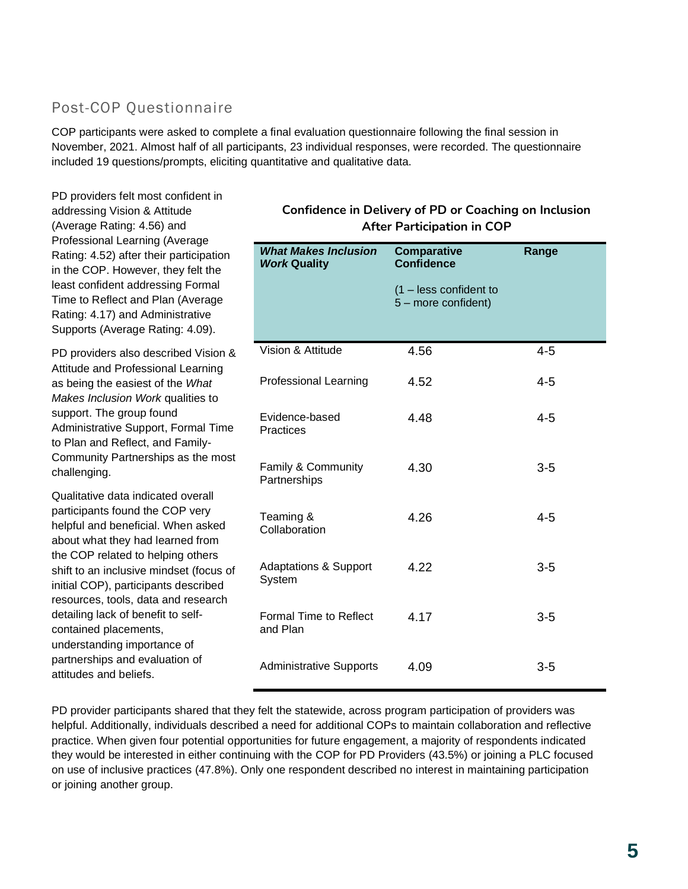## Post-COP Questionnaire

COP participants were asked to complete a final evaluation questionnaire following the final session in November, 2021. Almost half of all participants, 23 individual responses, were recorded. The questionnaire included 19 questions/prompts, eliciting quantitative and qualitative data.

PD providers felt most confident in addressing Vision & Attitude (Average Rating: 4.56) and Professional Learning (Average Rating: 4.52) after their participation in the COP. However, they felt the least confident addressing Formal Time to Reflect and Plan (Average Rating: 4.17) and Administrative Supports (Average Rating: 4.09).

PD providers also described Vision & Attitude and Professional Learning as being the easiest of the *What Makes Inclusion Work* qualities to support. The group found Administrative Support, Formal Time to Plan and Reflect, and Family-Community Partnerships as the most challenging.

Qualitative data indicated overall participants found the COP very helpful and beneficial. When asked about what they had learned from the COP related to helping others shift to an inclusive mindset (focus of initial COP), participants described resources, tools, data and research detailing lack of benefit to self-contained placements, understanding importance of partnerships and evaluation of attitudes and beliefs.

**Confidence in Delivery of PD or Coaching on Inclusion After Participation in COP**

| ***What Makes Inclusion Work* Quality** | **Comparative Confidence** (1 – less confident to 5 – more confident) | **Range** |
|---|---|---|
| Vision & Attitude | 4.56 | 4-5 |
| Professional Learning | 4.52 | 4-5 |
| Evidence-based Practices | 4.48 | 4-5 |
| Family & Community Partnerships | 4.30 | 3-5 |
| Teaming & Collaboration | 4.26 | 4-5 |
| Adaptations & Support System | 4.22 | 3-5 |
| Formal Time to Reflect and Plan | 4.17 | 3-5 |
| Administrative Supports | 4.09 | 3-5 |

PD provider participants shared that they felt the statewide, across program participation of providers was helpful. Additionally, individuals described a need for additional COPs to maintain collaboration and reflective practice. When given four potential opportunities for future engagement, a majority of respondents indicated they would be interested in either continuing with the COP for PD Providers (43.5%) or joining a PLC focused on use of inclusive practices (47.8%). Only one respondent described no interest in maintaining participation or joining another group.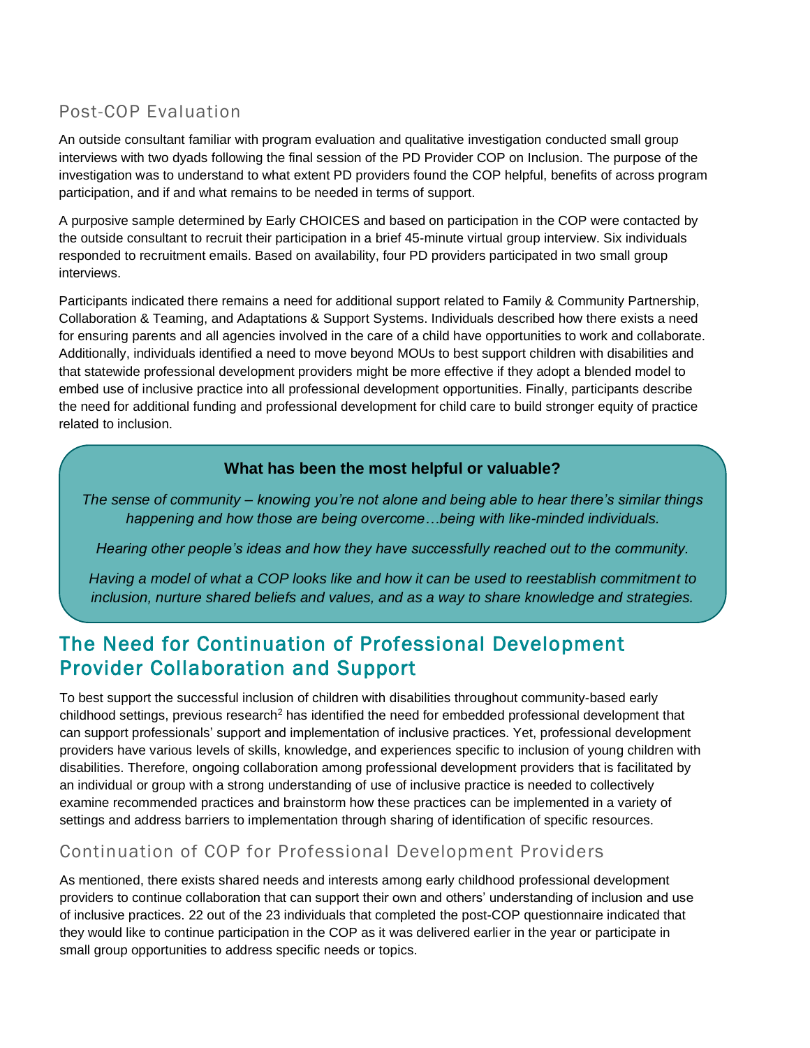### Post-COP Evaluation

An outside consultant familiar with program evaluation and qualitative investigation conducted small group interviews with two dyads following the final session of the PD Provider COP on Inclusion. The purpose of the investigation was to understand to what extent PD providers found the COP helpful, benefits of across program participation, and if and what remains to be needed in terms of support.

A purposive sample determined by Early CHOICES and based on participation in the COP were contacted by the outside consultant to recruit their participation in a brief 45-minute virtual group interview. Six individuals responded to recruitment emails. Based on availability, four PD providers participated in two small group interviews.

Participants indicated there remains a need for additional support related to Family & Community Partnership, Collaboration & Teaming, and Adaptations & Support Systems. Individuals described how there exists a need for ensuring parents and all agencies involved in the care of a child have opportunities to work and collaborate. Additionally, individuals identified a need to move beyond MOUs to best support children with disabilities and that statewide professional development providers might be more effective if they adopt a blended model to embed use of inclusive practice into all professional development opportunities. Finally, participants describe the need for additional funding and professional development for child care to build stronger equity of practice related to inclusion.

**What has been the most helpful or valuable?**

*The sense of community – knowing you're not alone and being able to hear there's similar things happening and how those are being overcome…being with like-minded individuals.*

*Hearing other people's ideas and how they have successfully reached out to the community.*

*Having a model of what a COP looks like and how it can be used to reestablish commitment to inclusion, nurture shared beliefs and values, and as a way to share knowledge and strategies.*

## The Need for Continuation of Professional Development Provider Collaboration and Support

To best support the successful inclusion of children with disabilities throughout community-based early childhood settings, previous research[2] has identified the need for embedded professional development that can support professionals' support and implementation of inclusive practices. Yet, professional development providers have various levels of skills, knowledge, and experiences specific to inclusion of young children with disabilities. Therefore, ongoing collaboration among professional development providers that is facilitated by an individual or group with a strong understanding of use of inclusive practice is needed to collectively examine recommended practices and brainstorm how these practices can be implemented in a variety of settings and address barriers to implementation through sharing of identification of specific resources.

### Continuation of COP for Professional Development Providers

As mentioned, there exists shared needs and interests among early childhood professional development providers to continue collaboration that can support their own and others' understanding of inclusion and use of inclusive practices. 22 out of the 23 individuals that completed the post-COP questionnaire indicated that they would like to continue participation in the COP as it was delivered earlier in the year or participate in small group opportunities to address specific needs or topics.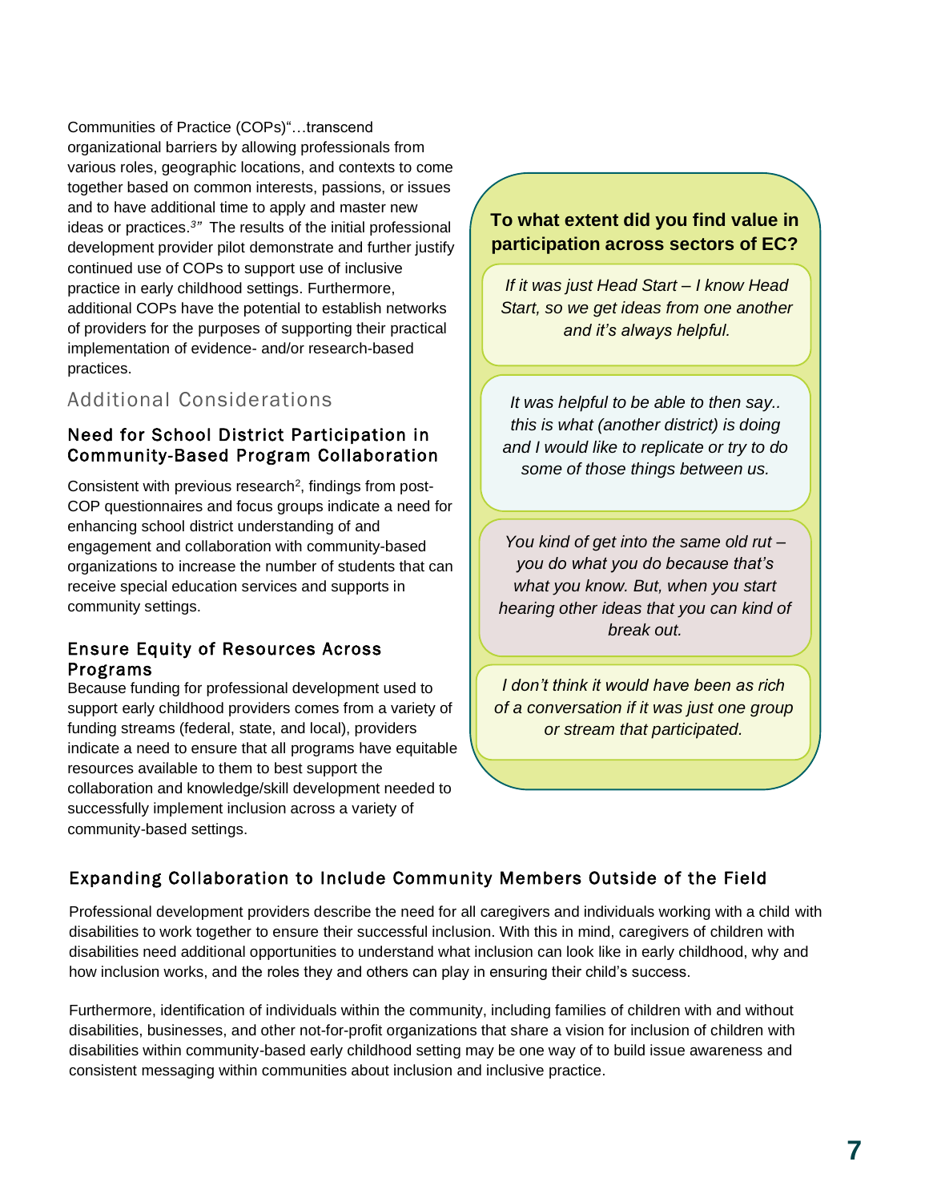Communities of Practice (COPs)"…transcend organizational barriers by allowing professionals from various roles, geographic locations, and contexts to come together based on common interests, passions, or issues and to have additional time to apply and master new ideas or practices.[3]" The results of the initial professional development provider pilot demonstrate and further justify continued use of COPs to support use of inclusive practice in early childhood settings. Furthermore, additional COPs have the potential to establish networks of providers for the purposes of supporting their practical implementation of evidence- and/or research-based practices.

## Additional Considerations

### Need for School District Participation in Community-Based Program Collaboration

Consistent with previous research[2], findings from post-COP questionnaires and focus groups indicate a need for enhancing school district understanding of and engagement and collaboration with community-based organizations to increase the number of students that can receive special education services and supports in community settings.

### Ensure Equity of Resources Across Programs

Because funding for professional development used to support early childhood providers comes from a variety of funding streams (federal, state, and local), providers indicate a need to ensure that all programs have equitable resources available to them to best support the collaboration and knowledge/skill development needed to successfully implement inclusion across a variety of community-based settings.

**To what extent did you find value in participation across sectors of EC?**

*If it was just Head Start – I know Head Start, so we get ideas from one another and it's always helpful.*

*It was helpful to be able to then say.. this is what (another district) is doing and I would like to replicate or try to do some of those things between us.*

*You kind of get into the same old rut – you do what you do because that's what you know. But, when you start hearing other ideas that you can kind of break out.*

*I don't think it would have been as rich of a conversation if it was just one group or stream that participated.*

### Expanding Collaboration to Include Community Members Outside of the Field

Professional development providers describe the need for all caregivers and individuals working with a child with disabilities to work together to ensure their successful inclusion. With this in mind, caregivers of children with disabilities need additional opportunities to understand what inclusion can look like in early childhood, why and how inclusion works, and the roles they and others can play in ensuring their child's success.

Furthermore, identification of individuals within the community, including families of children with and without disabilities, businesses, and other not-for-profit organizations that share a vision for inclusion of children with disabilities within community-based early childhood setting may be one way of to build issue awareness and consistent messaging within communities about inclusion and inclusive practice.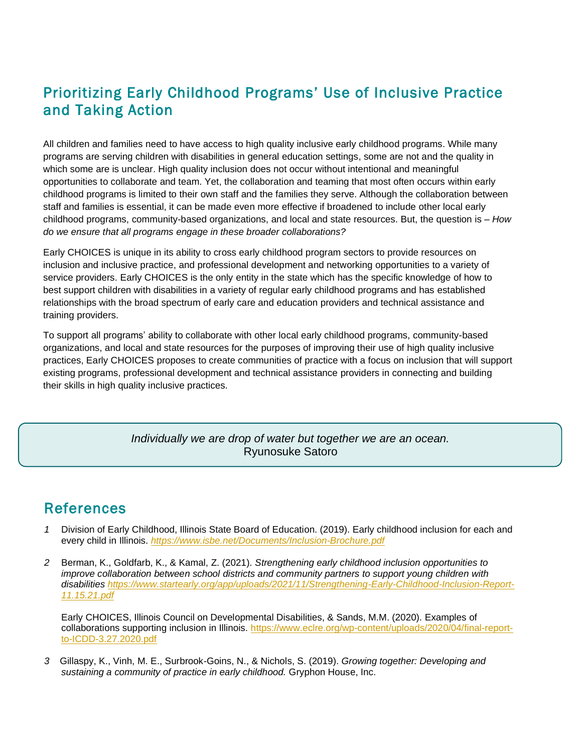## Prioritizing Early Childhood Programs' Use of Inclusive Practice and Taking Action

All children and families need to have access to high quality inclusive early childhood programs. While many programs are serving children with disabilities in general education settings, some are not and the quality in which some are is unclear. High quality inclusion does not occur without intentional and meaningful opportunities to collaborate and team. Yet, the collaboration and teaming that most often occurs within early childhood programs is limited to their own staff and the families they serve. Although the collaboration between staff and families is essential, it can be made even more effective if broadened to include other local early childhood programs, community-based organizations, and local and state resources. But, the question is – *How do we ensure that all programs engage in these broader collaborations?*

Early CHOICES is unique in its ability to cross early childhood program sectors to provide resources on inclusion and inclusive practice, and professional development and networking opportunities to a variety of service providers. Early CHOICES is the only entity in the state which has the specific knowledge of how to best support children with disabilities in a variety of regular early childhood programs and has established relationships with the broad spectrum of early care and education providers and technical assistance and training providers.

To support all programs' ability to collaborate with other local early childhood programs, community-based organizations, and local and state resources for the purposes of improving their use of high quality inclusive practices, Early CHOICES proposes to create communities of practice with a focus on inclusion that will support existing programs, professional development and technical assistance providers in connecting and building their skills in high quality inclusive practices.

> *Individually we are drop of water but together we are an ocean.*
> Ryunosuke Satoro

## References

1. Division of Early Childhood, Illinois State Board of Education. (2019). Early childhood inclusion for each and every child in Illinois. *https://www.isbe.net/Documents/Inclusion-Brochure.pdf*

2. Berman, K., Goldfarb, K., & Kamal, Z. (2021). *Strengthening early childhood inclusion opportunities to improve collaboration between school districts and community partners to support young children with disabilities* https://www.startearly.org/app/uploads/2021/11/Strengthening-Early-Childhood-Inclusion-Report-11.15.21.pdf

   Early CHOICES, Illinois Council on Developmental Disabilities, & Sands, M.M. (2020). Examples of collaborations supporting inclusion in Illinois. https://www.eclre.org/wp-content/uploads/2020/04/final-report-to-ICDD-3.27.2020.pdf

3. Gillaspy, K., Vinh, M. E., Surbrook-Goins, N., & Nichols, S. (2019). *Growing together: Developing and sustaining a community of practice in early childhood.* Gryphon House, Inc.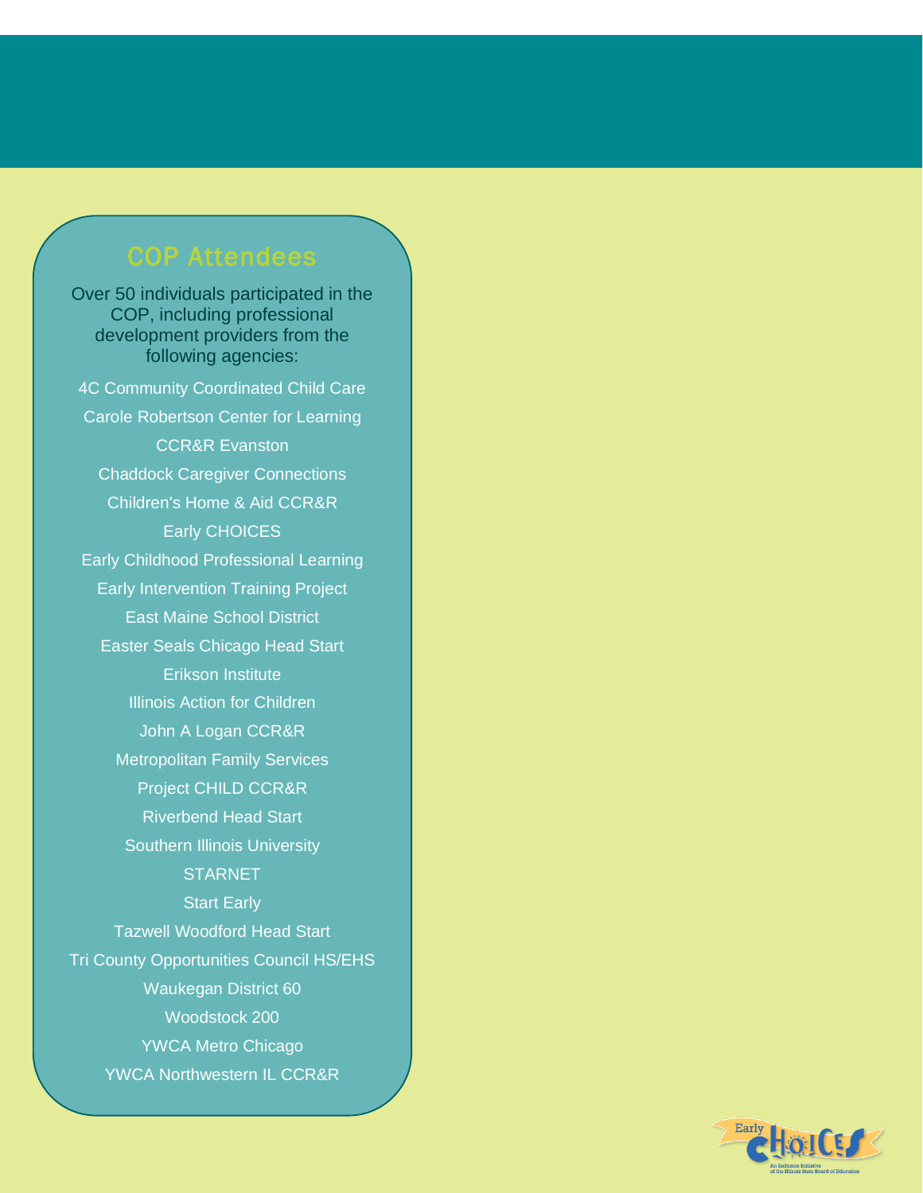## COP Attendees

Over 50 individuals participated in the COP, including professional development providers from the following agencies:

4C Community Coordinated Child Care
Carole Robertson Center for Learning
CCR&R Evanston
Chaddock Caregiver Connections
Children's Home & Aid CCR&R
Early CHOICES
Early Childhood Professional Learning
Early Intervention Training Project
East Maine School District
Easter Seals Chicago Head Start
Erikson Institute
Illinois Action for Children
John A Logan CCR&R
Metropolitan Family Services
Project CHILD CCR&R
Riverbend Head Start
Southern Illinois University
STARNET
Start Early
Tazwell Woodford Head Start
Tri County Opportunities Council HS/EHS
Waukegan District 60
Woodstock 200
YWCA Metro Chicago
YWCA Northwestern IL CCR&R